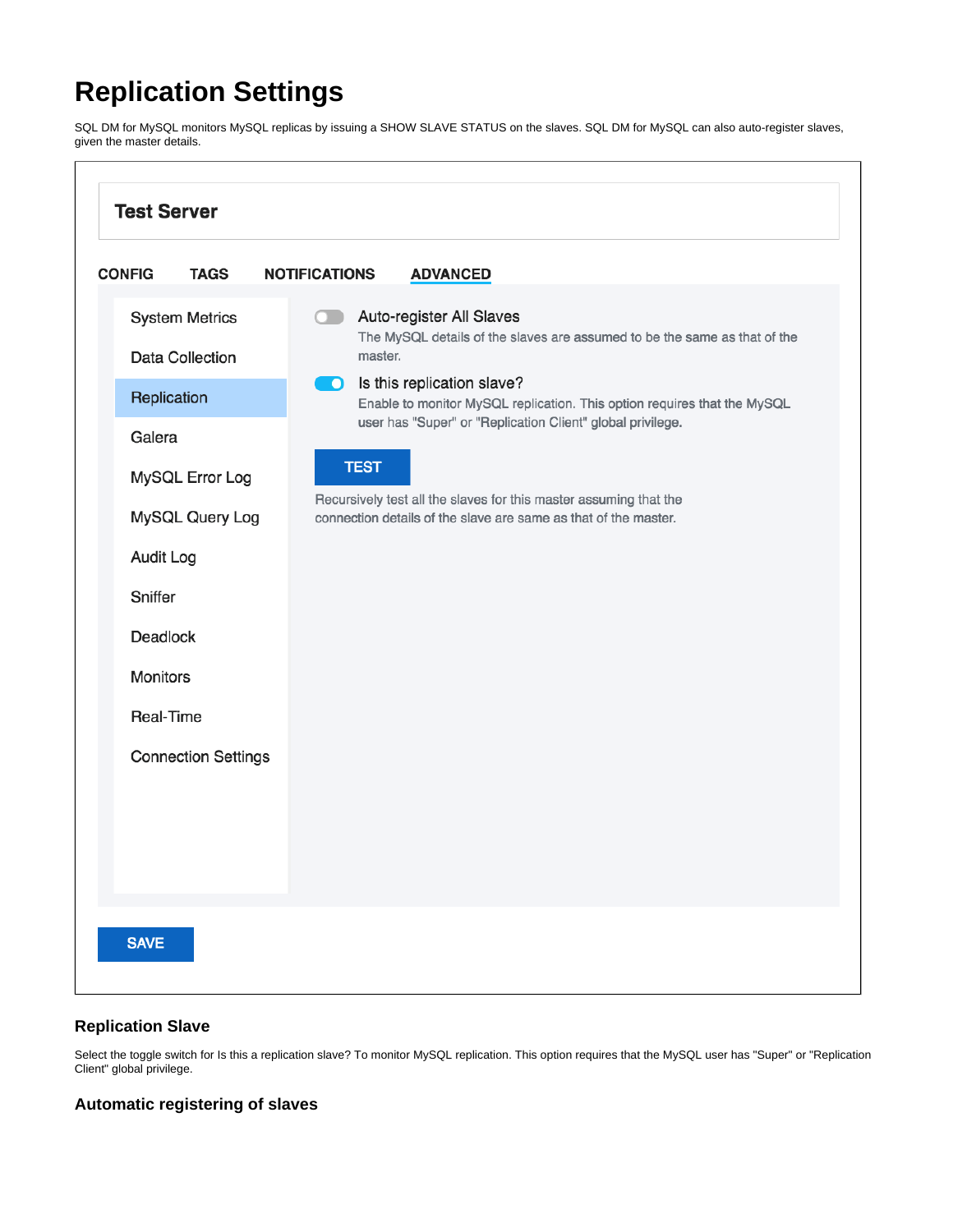# Replication Settings

SQL DM for MySQL monitors MySQL replicas by issuing a SHOW SLAVE STATUS on the slaves. SQL DM for MySQL can also auto-register slaves, given the master details.

**Test Server**

CONFIG TAGS NOTIFICATIONS **ADVANCED**

- System Metrics
- Data Collection
- Replication
- Galera
- MySQL Error Log
- MySQL Query Log
- Audit Log
- Sniffer
- Deadlock
- Monitors
- Real-Time
- Connection Settings

Auto-register All Slaves
The MySQL details of the slaves are assumed to be the same as that of the master.

Is this replication slave?
Enable to monitor MySQL replication. This option requires that the MySQL user has "Super" or "Replication Client" global privilege.

TEST

Recursively test all the slaves for this master assuming that the connection details of the slave are same as that of the master.

SAVE

### Replication Slave

Select the toggle switch for Is this a replication slave? To monitor MySQL replication. This option requires that the MySQL user has "Super" or "Replication Client" global privilege.

### Automatic registering of slaves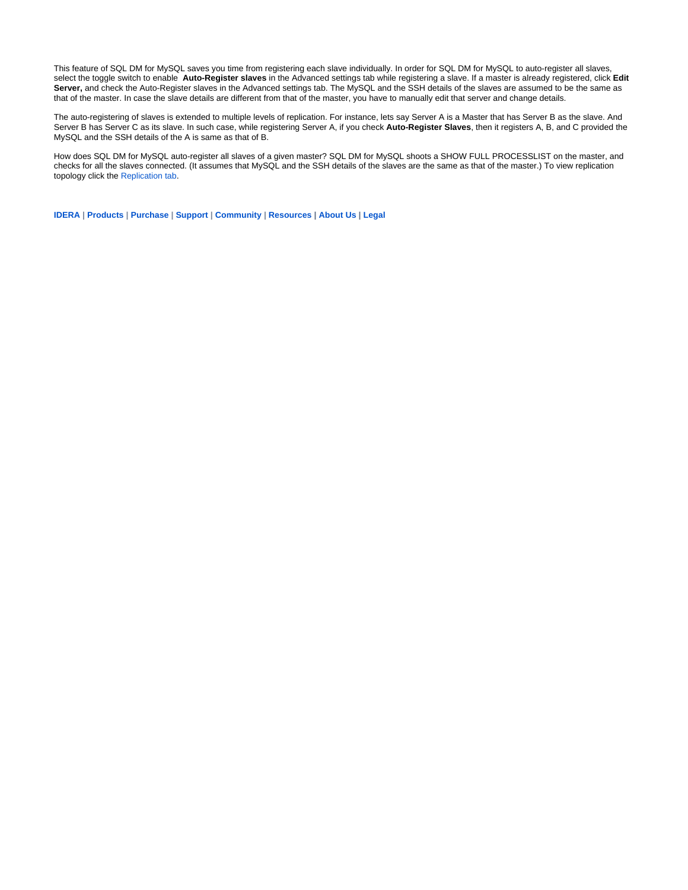This feature of SQL DM for MySQL saves you time from registering each slave individually. In order for SQL DM for MySQL to auto-register all slaves, select the toggle switch to enable  **Auto-Register slaves** in the Advanced settings tab while registering a slave. If a master is already registered, click **Edit Server,** and check the Auto-Register slaves in the Advanced settings tab. The MySQL and the SSH details of the slaves are assumed to be the same as that of the master. In case the slave details are different from that of the master, you have to manually edit that server and change details.

The auto-registering of slaves is extended to multiple levels of replication. For instance, lets say Server A is a Master that has Server B as the slave. And Server B has Server C as its slave. In such case, while registering Server A, if you check **Auto-Register Slaves**, then it registers A, B, and C provided the MySQL and the SSH details of the A is same as that of B.

How does SQL DM for MySQL auto-register all slaves of a given master? SQL DM for MySQL shoots a SHOW FULL PROCESSLIST on the master, and checks for all the slaves connected. (It assumes that MySQL and the SSH details of the slaves are the same as that of the master.) To view replication topology click the Replication tab.

**IDERA** | **Products** | **Purchase** | **Support** | **Community** | **Resources** | **About Us** | **Legal**